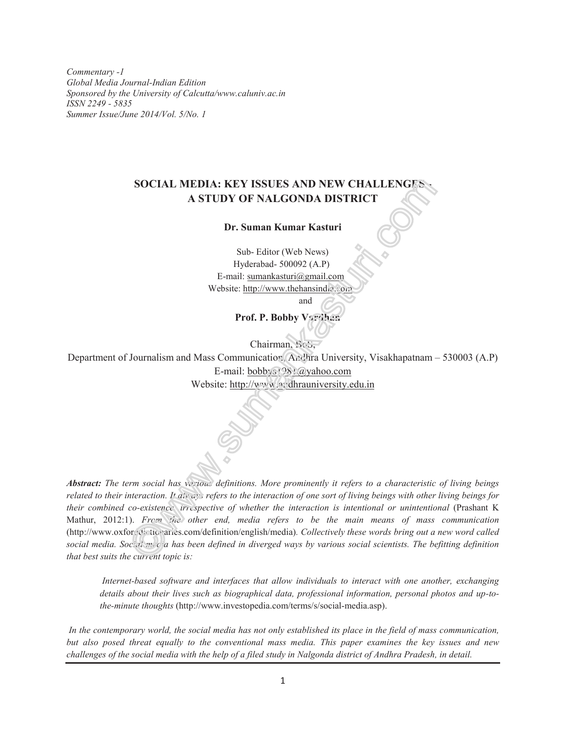*Commentary -1*
*Global Media Journal-Indian Edition*
*Sponsored by the University of Calcutta/www.caluniv.ac.in*
*ISSN 2249 - 5835*
*Summer Issue/June 2014/Vol. 5/No. 1*

# SOCIAL MEDIA: KEY ISSUES AND NEW CHALLENGES - A STUDY OF NALGONDA DISTRICT

**Dr. Suman Kumar Kasturi**

Sub- Editor (Web News)
Hyderabad- 500092 (A.P)
E-mail: sumankasturi@gmail.com
Website: http://www.thehansindia.com

and

**Prof. P. Bobby Vardhan**

Chairman, BoS,
Department of Journalism and Mass Communication, Andhra University, Visakhapatnam – 530003 (A.P)
E-mail: bobbys1981@yahoo.com
Website: http://www.andhrauniversity.edu.in

***Abstract:*** *The term social has various definitions. More prominently it refers to a characteristic of living beings related to their interaction. It always refers to the interaction of one sort of living beings with other living beings for their combined co-existence irrespective of whether the interaction is intentional or unintentional* (Prashant K Mathur, 2012:1). *From the other end, media refers to be the main means of mass communication* (http://www.oxforddictionaries.com/definition/english/media). *Collectively these words bring out a new word called social media. Social media has been defined in diverged ways by various social scientists. The befitting definition that best suits the current topic is:*

> *Internet-based software and interfaces that allow individuals to interact with one another, exchanging details about their lives such as biographical data, professional information, personal photos and up-to-the-minute thoughts* (http://www.investopedia.com/terms/s/social-media.asp).

*In the contemporary world, the social media has not only established its place in the field of mass communication, but also posed threat equally to the conventional mass media. This paper examines the key issues and new challenges of the social media with the help of a filed study in Nalgonda district of Andhra Pradesh, in detail.*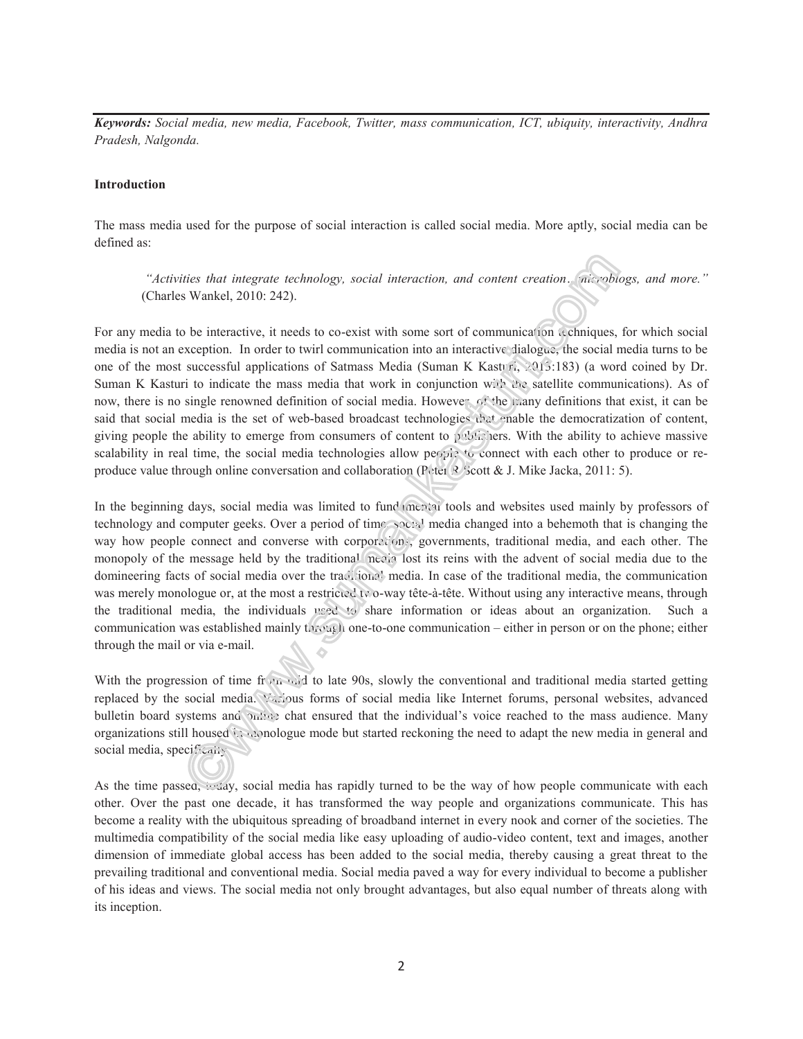***Keywords:*** *Social media, new media, Facebook, Twitter, mass communication, ICT, ubiquity, interactivity, Andhra Pradesh, Nalgonda.*

**Introduction**

The mass media used for the purpose of social interaction is called social media. More aptly, social media can be defined as:

> *"Activities that integrate technology, social interaction, and content creation… microblogs, and more."* (Charles Wankel, 2010: 242).

For any media to be interactive, it needs to co-exist with some sort of communication techniques, for which social media is not an exception. In order to twirl communication into an interactive dialogue, the social media turns to be one of the most successful applications of Satmass Media (Suman K Kasturi, 2013:183) (a word coined by Dr. Suman K Kasturi to indicate the mass media that work in conjunction with the satellite communications). As of now, there is no single renowned definition of social media. However, of the many definitions that exist, it can be said that social media is the set of web-based broadcast technologies that enable the democratization of content, giving people the ability to emerge from consumers of content to publishers. With the ability to achieve massive scalability in real time, the social media technologies allow people to connect with each other to produce or re-produce value through online conversation and collaboration (Peter R Scott & J. Mike Jacka, 2011: 5).

In the beginning days, social media was limited to fundamental tools and websites used mainly by professors of technology and computer geeks. Over a period of time, social media changed into a behemoth that is changing the way how people connect and converse with corporations, governments, traditional media, and each other. The monopoly of the message held by the traditional media lost its reins with the advent of social media due to the domineering facts of social media over the traditional media. In case of the traditional media, the communication was merely monologue or, at the most a restricted two-way tête-à-tête. Without using any interactive means, through the traditional media, the individuals used to share information or ideas about an organization. Such a communication was established mainly through one-to-one communication – either in person or on the phone; either through the mail or via e-mail.

With the progression of time from mid to late 90s, slowly the conventional and traditional media started getting replaced by the social media. Various forms of social media like Internet forums, personal websites, advanced bulletin board systems and online chat ensured that the individual's voice reached to the mass audience. Many organizations still housed in monologue mode but started reckoning the need to adapt the new media in general and social media, specifically.

As the time passed, today, social media has rapidly turned to be the way of how people communicate with each other. Over the past one decade, it has transformed the way people and organizations communicate. This has become a reality with the ubiquitous spreading of broadband internet in every nook and corner of the societies. The multimedia compatibility of the social media like easy uploading of audio-video content, text and images, another dimension of immediate global access has been added to the social media, thereby causing a great threat to the prevailing traditional and conventional media. Social media paved a way for every individual to become a publisher of his ideas and views. The social media not only brought advantages, but also equal number of threats along with its inception.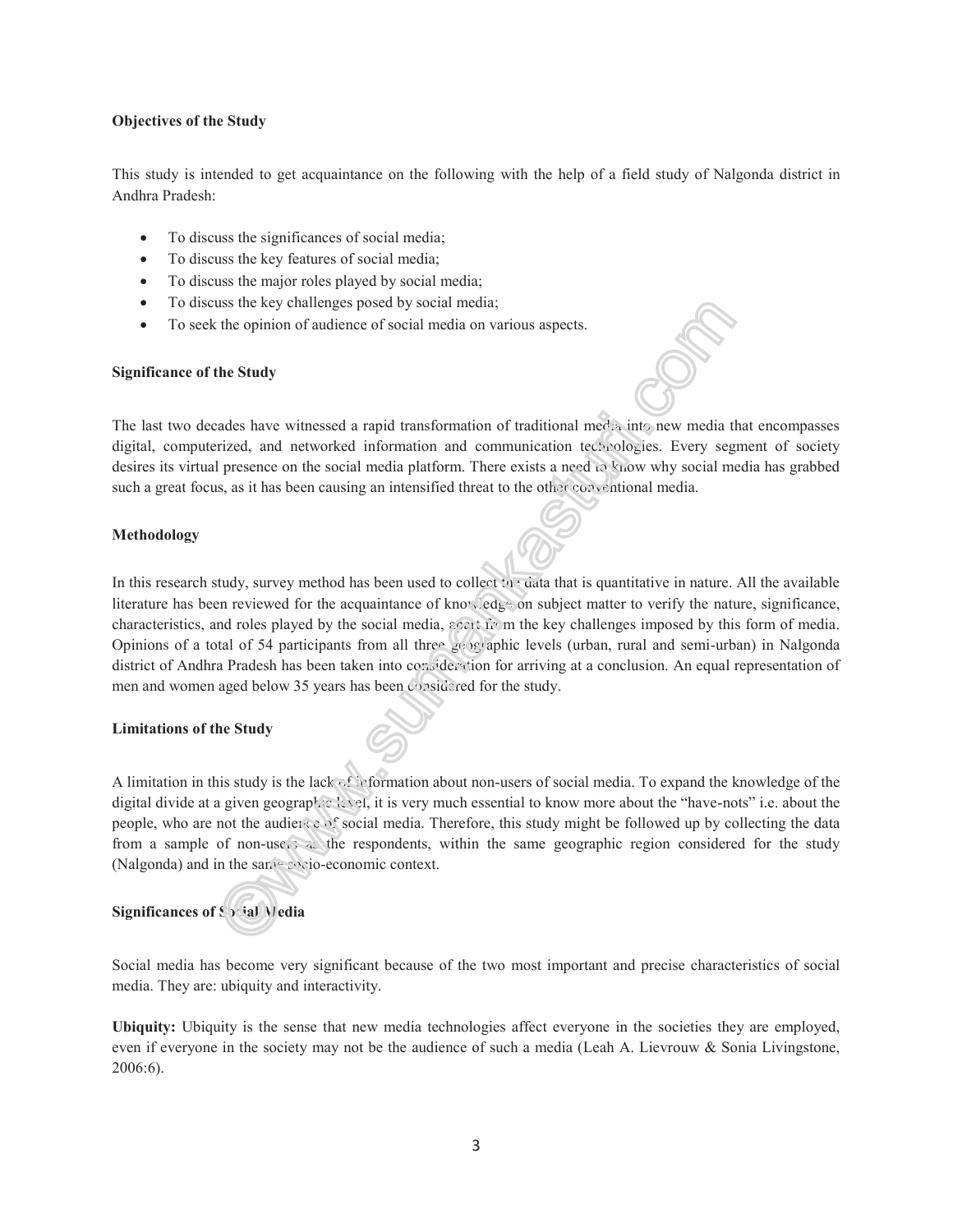**Objectives of the Study**

This study is intended to get acquaintance on the following with the help of a field study of Nalgonda district in Andhra Pradesh:

- To discuss the significances of social media;
- To discuss the key features of social media;
- To discuss the major roles played by social media;
- To discuss the key challenges posed by social media;
- To seek the opinion of audience of social media on various aspects.

**Significance of the Study**

The last two decades have witnessed a rapid transformation of traditional media into new media that encompasses digital, computerized, and networked information and communication technologies. Every segment of society desires its virtual presence on the social media platform. There exists a need to know why social media has grabbed such a great focus, as it has been causing an intensified threat to the other conventional media.

**Methodology**

In this research study, survey method has been used to collect the data that is quantitative in nature. All the available literature has been reviewed for the acquaintance of knowledge on subject matter to verify the nature, significance, characteristics, and roles played by the social media, apart from the key challenges imposed by this form of media. Opinions of a total of 54 participants from all three geographic levels (urban, rural and semi-urban) in Nalgonda district of Andhra Pradesh has been taken into consideration for arriving at a conclusion. An equal representation of men and women aged below 35 years has been considered for the study.

**Limitations of the Study**

A limitation in this study is the lack of information about non-users of social media. To expand the knowledge of the digital divide at a given geographic level, it is very much essential to know more about the "have-nots" i.e. about the people, who are not the audience of social media. Therefore, this study might be followed up by collecting the data from a sample of non-users as the respondents, within the same geographic region considered for the study (Nalgonda) and in the same socio-economic context.

**Significances of Social Media**

Social media has become very significant because of the two most important and precise characteristics of social media. They are: ubiquity and interactivity.

**Ubiquity:** Ubiquity is the sense that new media technologies affect everyone in the societies they are employed, even if everyone in the society may not be the audience of such a media (Leah A. Lievrouw & Sonia Livingstone, 2006:6).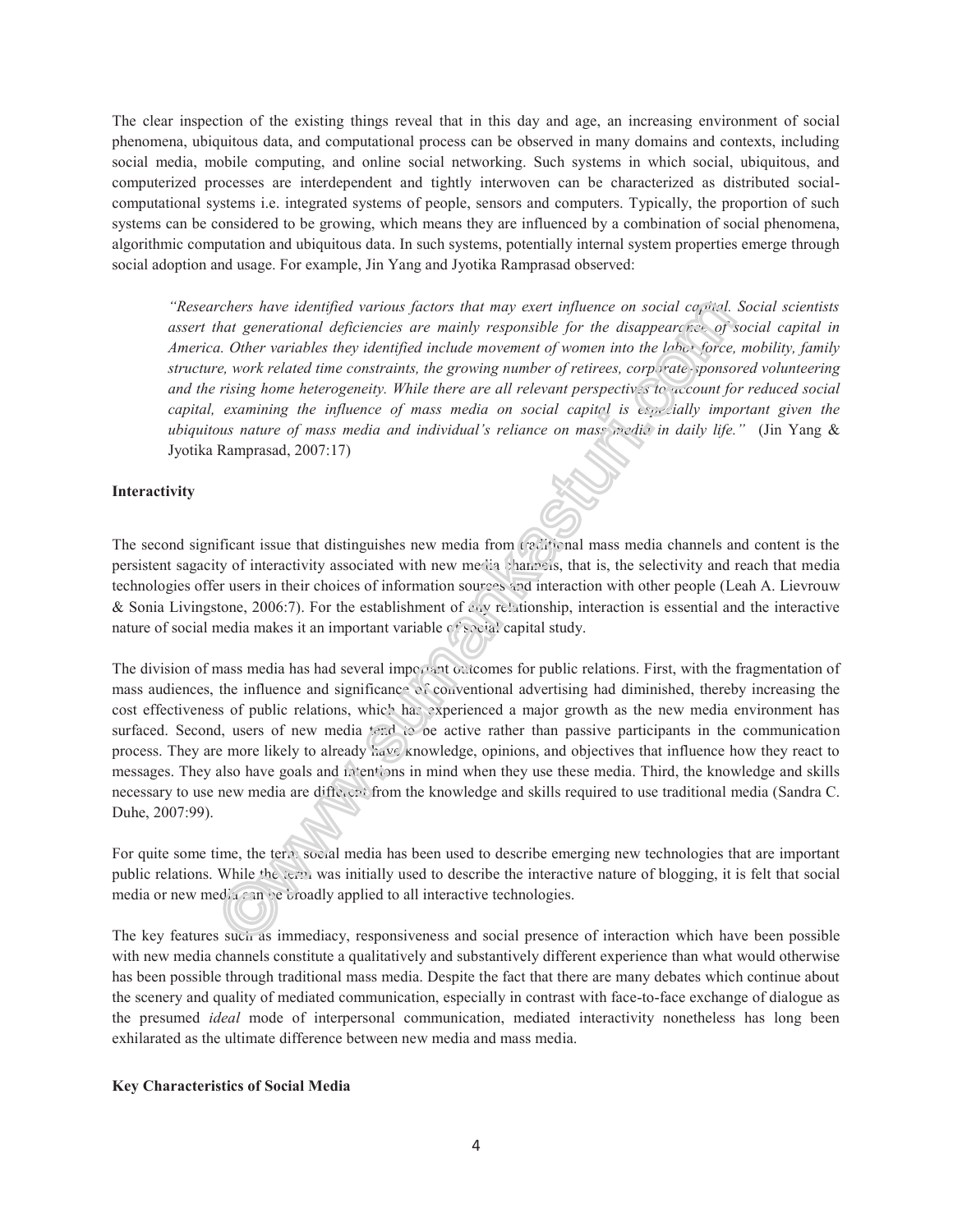The clear inspection of the existing things reveal that in this day and age, an increasing environment of social phenomena, ubiquitous data, and computational process can be observed in many domains and contexts, including social media, mobile computing, and online social networking. Such systems in which social, ubiquitous, and computerized processes are interdependent and tightly interwoven can be characterized as distributed social-computational systems i.e. integrated systems of people, sensors and computers. Typically, the proportion of such systems can be considered to be growing, which means they are influenced by a combination of social phenomena, algorithmic computation and ubiquitous data. In such systems, potentially internal system properties emerge through social adoption and usage. For example, Jin Yang and Jyotika Ramprasad observed:

> *"Researchers have identified various factors that may exert influence on social capital. Social scientists assert that generational deficiencies are mainly responsible for the disappearance of social capital in America. Other variables they identified include movement of women into the labor force, mobility, family structure, work related time constraints, the growing number of retirees, corporate-sponsored volunteering and the rising home heterogeneity. While there are all relevant perspectives to account for reduced social capital, examining the influence of mass media on social capital is especially important given the ubiquitous nature of mass media and individual's reliance on mass media in daily life."* (Jin Yang & Jyotika Ramprasad, 2007:17)

**Interactivity**

The second significant issue that distinguishes new media from traditional mass media channels and content is the persistent sagacity of interactivity associated with new media channels, that is, the selectivity and reach that media technologies offer users in their choices of information sources and interaction with other people (Leah A. Lievrouw & Sonia Livingstone, 2006:7). For the establishment of any relationship, interaction is essential and the interactive nature of social media makes it an important variable of social capital study.

The division of mass media has had several important outcomes for public relations. First, with the fragmentation of mass audiences, the influence and significance of conventional advertising had diminished, thereby increasing the cost effectiveness of public relations, which has experienced a major growth as the new media environment has surfaced. Second, users of new media tend to be active rather than passive participants in the communication process. They are more likely to already have knowledge, opinions, and objectives that influence how they react to messages. They also have goals and intentions in mind when they use these media. Third, the knowledge and skills necessary to use new media are different from the knowledge and skills required to use traditional media (Sandra C. Duhe, 2007:99).

For quite some time, the term social media has been used to describe emerging new technologies that are important public relations. While the term was initially used to describe the interactive nature of blogging, it is felt that social media or new media can be broadly applied to all interactive technologies.

The key features such as immediacy, responsiveness and social presence of interaction which have been possible with new media channels constitute a qualitatively and substantively different experience than what would otherwise has been possible through traditional mass media. Despite the fact that there are many debates which continue about the scenery and quality of mediated communication, especially in contrast with face-to-face exchange of dialogue as the presumed *ideal* mode of interpersonal communication, mediated interactivity nonetheless has long been exhilarated as the ultimate difference between new media and mass media.

**Key Characteristics of Social Media**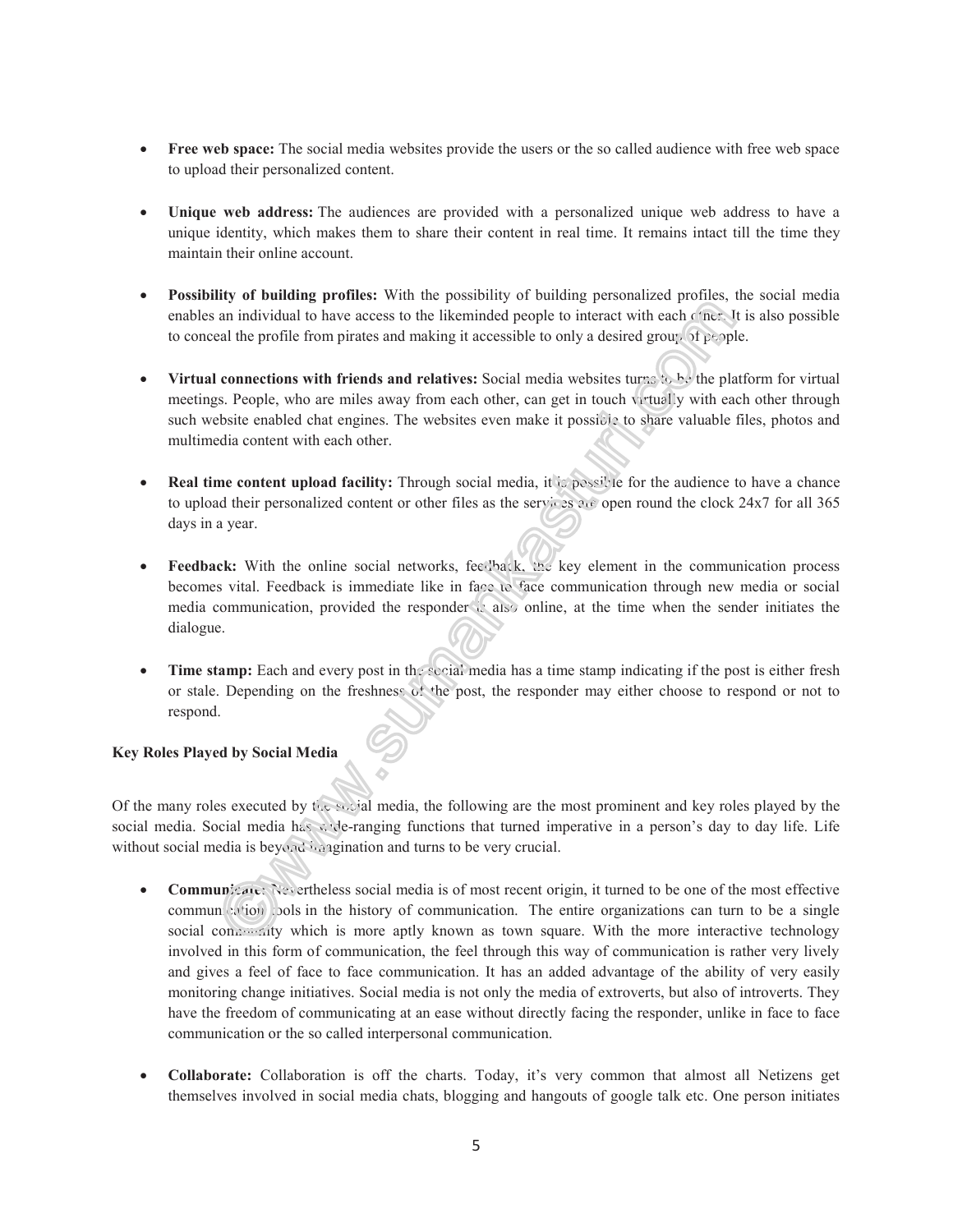- **Free web space:** The social media websites provide the users or the so called audience with free web space to upload their personalized content.

- **Unique web address:** The audiences are provided with a personalized unique web address to have a unique identity, which makes them to share their content in real time. It remains intact till the time they maintain their online account.

- **Possibility of building profiles:** With the possibility of building personalized profiles, the social media enables an individual to have access to the likeminded people to interact with each other. It is also possible to conceal the profile from pirates and making it accessible to only a desired group of people.

- **Virtual connections with friends and relatives:** Social media websites turns to be the platform for virtual meetings. People, who are miles away from each other, can get in touch virtually with each other through such website enabled chat engines. The websites even make it possible to share valuable files, photos and multimedia content with each other.

- **Real time content upload facility:** Through social media, it is possible for the audience to have a chance to upload their personalized content or other files as the services are open round the clock 24x7 for all 365 days in a year.

- **Feedback:** With the online social networks, feedback, the key element in the communication process becomes vital. Feedback is immediate like in face to face communication through new media or social media communication, provided the responder is also online, at the time when the sender initiates the dialogue.

- **Time stamp:** Each and every post in the social media has a time stamp indicating if the post is either fresh or stale. Depending on the freshness of the post, the responder may either choose to respond or not to respond.

**Key Roles Played by Social Media**

Of the many roles executed by the social media, the following are the most prominent and key roles played by the social media. Social media has wide-ranging functions that turned imperative in a person's day to day life. Life without social media is beyond imagination and turns to be very crucial.

- **Communicate:** Nevertheless social media is of most recent origin, it turned to be one of the most effective communication tools in the history of communication. The entire organizations can turn to be a single social community which is more aptly known as town square. With the more interactive technology involved in this form of communication, the feel through this way of communication is rather very lively and gives a feel of face to face communication. It has an added advantage of the ability of very easily monitoring change initiatives. Social media is not only the media of extroverts, but also of introverts. They have the freedom of communicating at an ease without directly facing the responder, unlike in face to face communication or the so called interpersonal communication.

- **Collaborate:** Collaboration is off the charts. Today, it's very common that almost all Netizens get themselves involved in social media chats, blogging and hangouts of google talk etc. One person initiates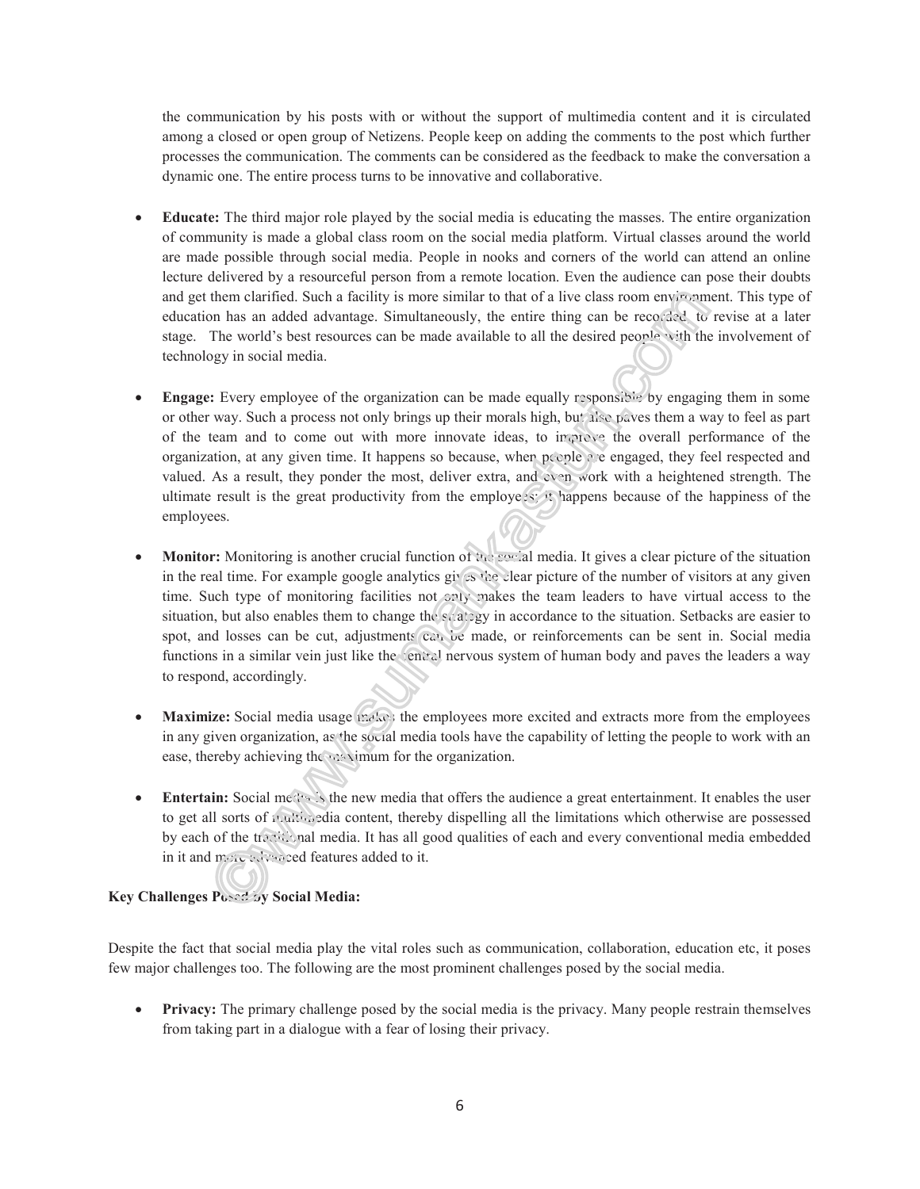the communication by his posts with or without the support of multimedia content and it is circulated among a closed or open group of Netizens. People keep on adding the comments to the post which further processes the communication. The comments can be considered as the feedback to make the conversation a dynamic one. The entire process turns to be innovative and collaborative.

- **Educate:** The third major role played by the social media is educating the masses. The entire organization of community is made a global class room on the social media platform. Virtual classes around the world are made possible through social media. People in nooks and corners of the world can attend an online lecture delivered by a resourceful person from a remote location. Even the audience can pose their doubts and get them clarified. Such a facility is more similar to that of a live class room environment. This type of education has an added advantage. Simultaneously, the entire thing can be recorded to revise at a later stage. The world's best resources can be made available to all the desired people with the involvement of technology in social media.

- **Engage:** Every employee of the organization can be made equally responsible by engaging them in some or other way. Such a process not only brings up their morals high, but also paves them a way to feel as part of the team and to come out with more innovate ideas, to improve the overall performance of the organization, at any given time. It happens so because, when people are engaged, they feel respected and valued. As a result, they ponder the most, deliver extra, and even work with a heightened strength. The ultimate result is the great productivity from the employees; it happens because of the happiness of the employees.

- **Monitor:** Monitoring is another crucial function of the social media. It gives a clear picture of the situation in the real time. For example google analytics gives the clear picture of the number of visitors at any given time. Such type of monitoring facilities not only makes the team leaders to have virtual access to the situation, but also enables them to change the strategy in accordance to the situation. Setbacks are easier to spot, and losses can be cut, adjustments can be made, or reinforcements can be sent in. Social media functions in a similar vein just like the central nervous system of human body and paves the leaders a way to respond, accordingly.

- **Maximize:** Social media usage makes the employees more excited and extracts more from the employees in any given organization, as the social media tools have the capability of letting the people to work with an ease, thereby achieving the maximum for the organization.

- **Entertain:** Social media is the new media that offers the audience a great entertainment. It enables the user to get all sorts of multimedia content, thereby dispelling all the limitations which otherwise are possessed by each of the traditional media. It has all good qualities of each and every conventional media embedded in it and more advanced features added to it.

**Key Challenges Posed by Social Media:**

Despite the fact that social media play the vital roles such as communication, collaboration, education etc, it poses few major challenges too. The following are the most prominent challenges posed by the social media.

- **Privacy:** The primary challenge posed by the social media is the privacy. Many people restrain themselves from taking part in a dialogue with a fear of losing their privacy.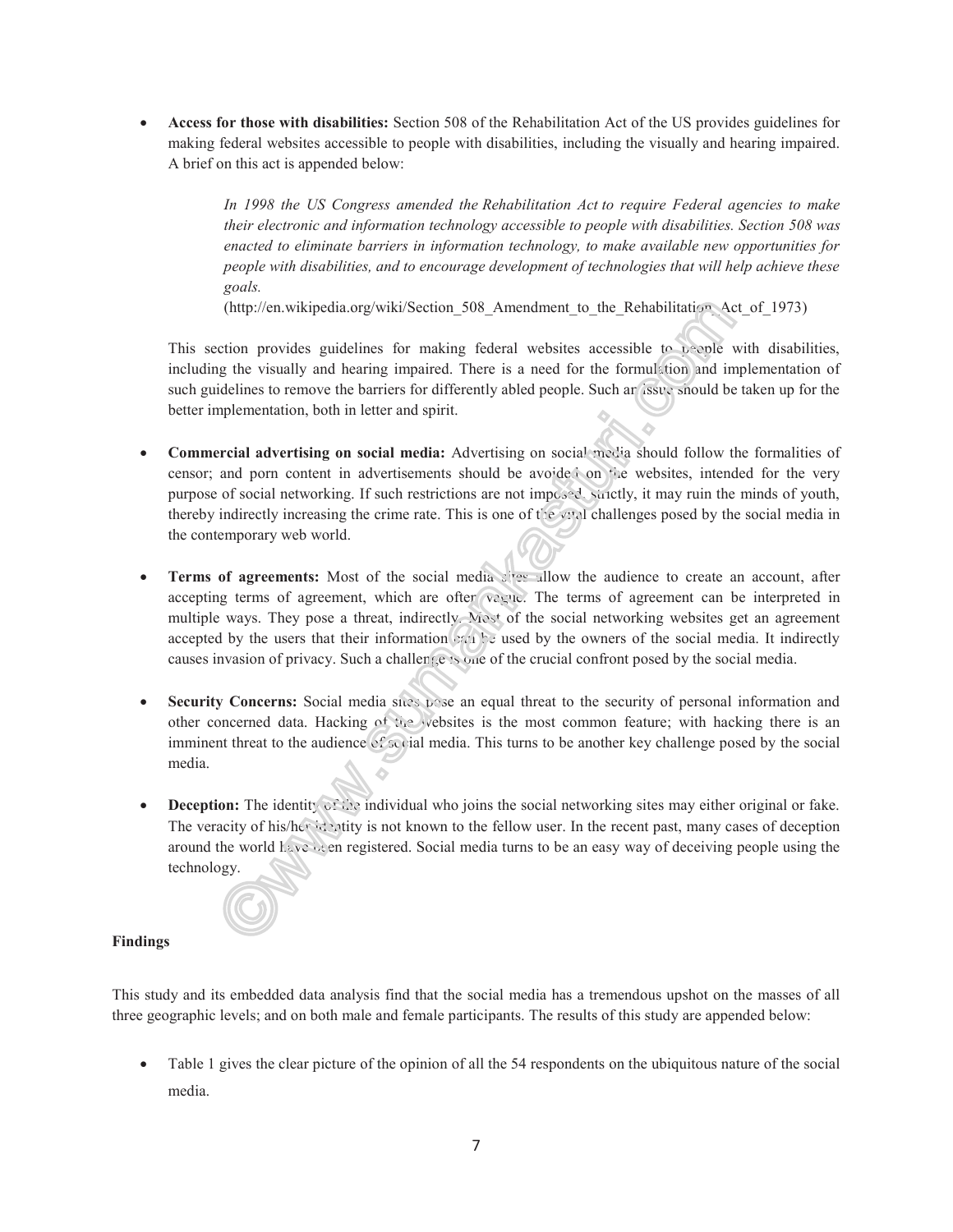- **Access for those with disabilities:** Section 508 of the Rehabilitation Act of the US provides guidelines for making federal websites accessible to people with disabilities, including the visually and hearing impaired. A brief on this act is appended below:

  > *In 1998 the US Congress amended the Rehabilitation Act to require Federal agencies to make their electronic and information technology accessible to people with disabilities. Section 508 was enacted to eliminate barriers in information technology, to make available new opportunities for people with disabilities, and to encourage development of technologies that will help achieve these goals.*
  >
  > (http://en.wikipedia.org/wiki/Section_508_Amendment_to_the_Rehabilitation_Act_of_1973)

  This section provides guidelines for making federal websites accessible to people with disabilities, including the visually and hearing impaired. There is a need for the formulation and implementation of such guidelines to remove the barriers for differently abled people. Such an issue should be taken up for the better implementation, both in letter and spirit.

- **Commercial advertising on social media:** Advertising on social media should follow the formalities of censor; and porn content in advertisements should be avoided on the websites, intended for the very purpose of social networking. If such restrictions are not imposed strictly, it may ruin the minds of youth, thereby indirectly increasing the crime rate. This is one of the vital challenges posed by the social media in the contemporary web world.

- **Terms of agreements:** Most of the social media sites allow the audience to create an account, after accepting terms of agreement, which are often vague. The terms of agreement can be interpreted in multiple ways. They pose a threat, indirectly. Most of the social networking websites get an agreement accepted by the users that their information can be used by the owners of the social media. It indirectly causes invasion of privacy. Such a challenge is one of the crucial confront posed by the social media.

- **Security Concerns:** Social media sites pose an equal threat to the security of personal information and other concerned data. Hacking of the websites is the most common feature; with hacking there is an imminent threat to the audience of social media. This turns to be another key challenge posed by the social media.

- **Deception:** The identity of the individual who joins the social networking sites may either original or fake. The veracity of his/her identity is not known to the fellow user. In the recent past, many cases of deception around the world have been registered. Social media turns to be an easy way of deceiving people using the technology.

**Findings**

This study and its embedded data analysis find that the social media has a tremendous upshot on the masses of all three geographic levels; and on both male and female participants. The results of this study are appended below:

- Table 1 gives the clear picture of the opinion of all the 54 respondents on the ubiquitous nature of the social media.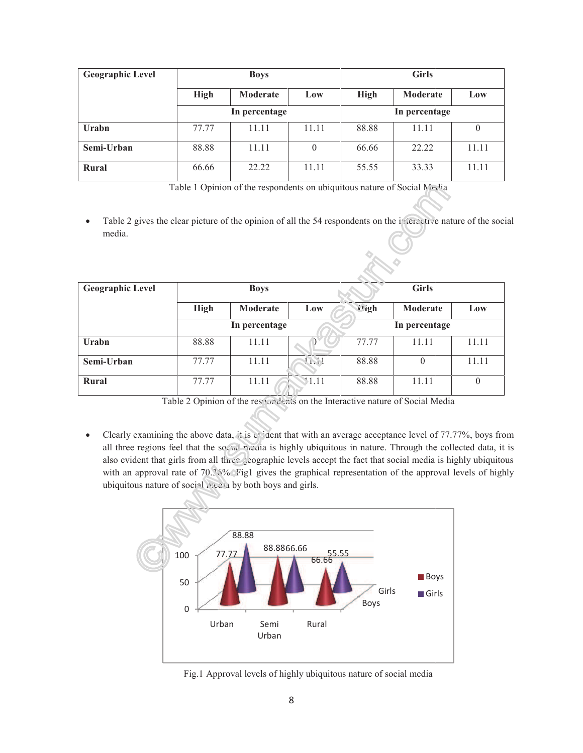| Geographic Level | Boys | | | Girls | | |
|---|---|---|---|---|---|---|
| | High | Moderate | Low | High | Moderate | Low |
| | In percentage | | | In percentage | | |
| Urabn | 77.77 | 11.11 | 11.11 | 88.88 | 11.11 | 0 |
| Semi-Urban | 88.88 | 11.11 | 0 | 66.66 | 22.22 | 11.11 |
| Rural | 66.66 | 22.22 | 11.11 | 55.55 | 33.33 | 11.11 |

Table 1 Opinion of the respondents on ubiquitous nature of Social Media

- Table 2 gives the clear picture of the opinion of all the 54 respondents on the interactive nature of the social media.

| Geographic Level | Boys | | | Girls | | |
|---|---|---|---|---|---|---|
| | High | Moderate | Low | High | Moderate | Low |
| | In percentage | | | In percentage | | |
| Urabn | 88.88 | 11.11 | 0 | 77.77 | 11.11 | 11.11 |
| Semi-Urban | 77.77 | 11.11 | 11.11 | 88.88 | 0 | 11.11 |
| Rural | 77.77 | 11.11 | 11.11 | 88.88 | 11.11 | 0 |

Table 2 Opinion of the respondents on the Interactive nature of Social Media

- Clearly examining the above data, it is evident that with an average acceptance level of 77.77%, boys from all three regions feel that the social media is highly ubiquitous in nature. Through the collected data, it is also evident that girls from all three geographic levels accept the fact that social media is highly ubiquitous with an approval rate of 70.36%. Fig1 gives the graphical representation of the approval levels of highly ubiquitous nature of social media by both boys and girls.

Fig.1 Approval levels of highly ubiquitous nature of social media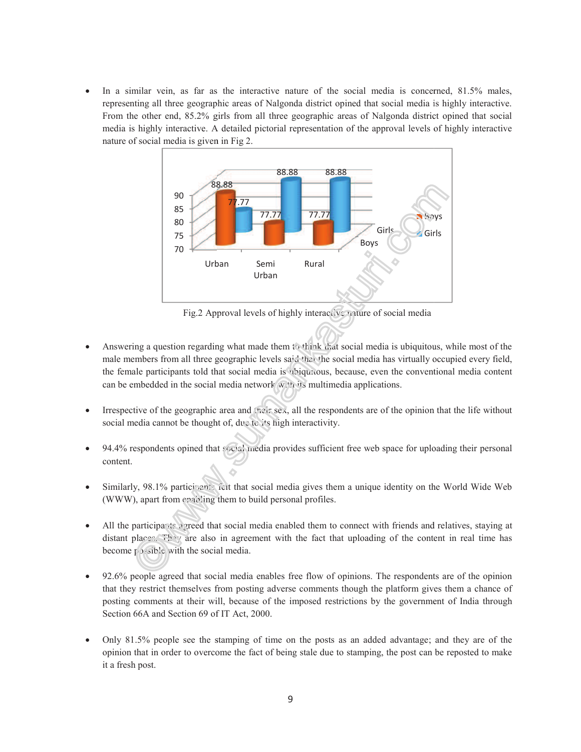- In a similar vein, as far as the interactive nature of the social media is concerned, 81.5% males, representing all three geographic areas of Nalgonda district opined that social media is highly interactive. From the other end, 85.2% girls from all three geographic areas of Nalgonda district opined that social media is highly interactive. A detailed pictorial representation of the approval levels of highly interactive nature of social media is given in Fig 2.

Fig.2 Approval levels of highly interactive nature of social media

- Answering a question regarding what made them to think that social media is ubiquitous, while most of the male members from all three geographic levels said that the social media has virtually occupied every field, the female participants told that social media is ubiquitous, because, even the conventional media content can be embedded in the social media network with its multimedia applications.

- Irrespective of the geographic area and their sex, all the respondents are of the opinion that the life without social media cannot be thought of, due to its high interactivity.

- 94.4% respondents opined that social media provides sufficient free web space for uploading their personal content.

- Similarly, 98.1% participants felt that social media gives them a unique identity on the World Wide Web (WWW), apart from enabling them to build personal profiles.

- All the participants agreed that social media enabled them to connect with friends and relatives, staying at distant places. They are also in agreement with the fact that uploading of the content in real time has become possible with the social media.

- 92.6% people agreed that social media enables free flow of opinions. The respondents are of the opinion that they restrict themselves from posting adverse comments though the platform gives them a chance of posting comments at their will, because of the imposed restrictions by the government of India through Section 66A and Section 69 of IT Act, 2000.

- Only 81.5% people see the stamping of time on the posts as an added advantage; and they are of the opinion that in order to overcome the fact of being stale due to stamping, the post can be reposted to make it a fresh post.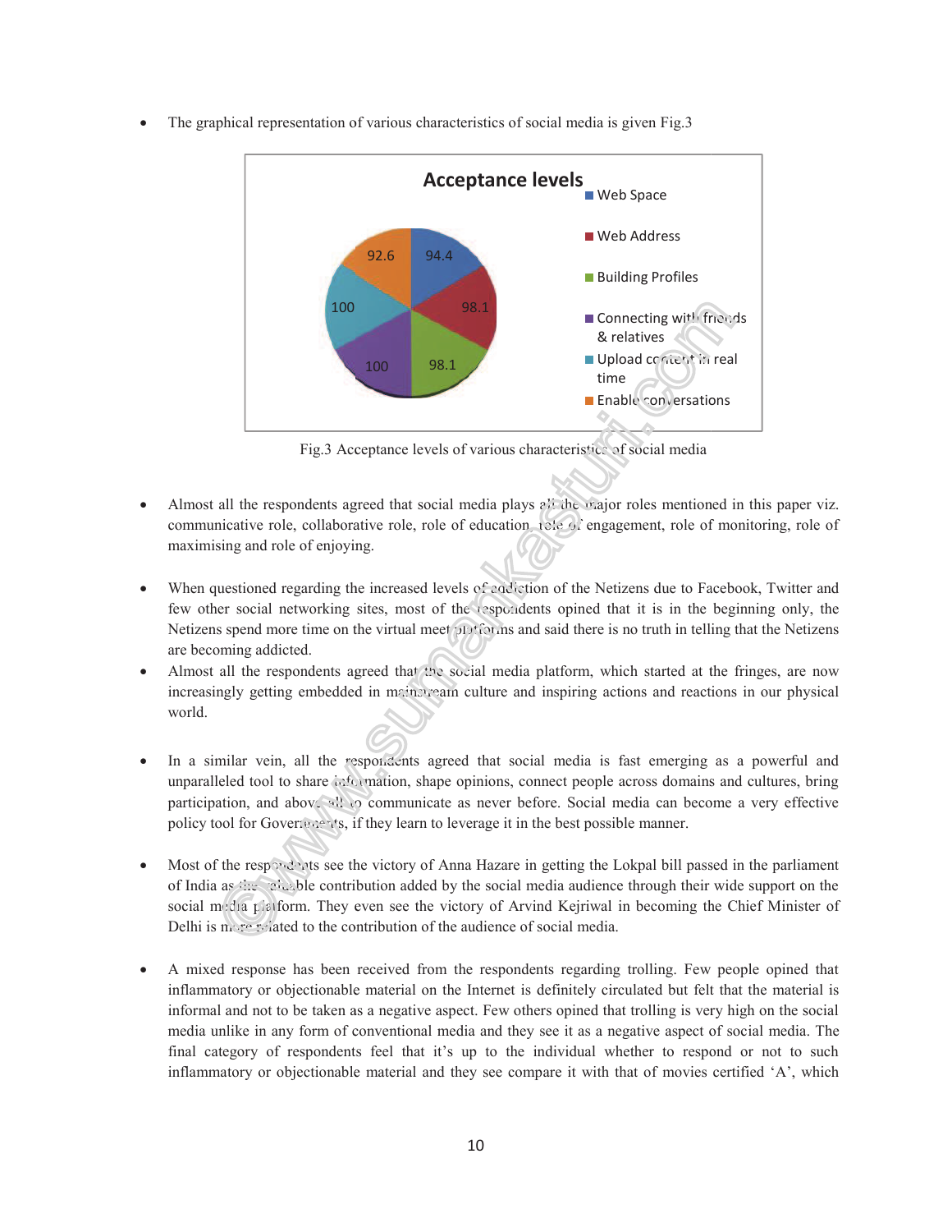- The graphical representation of various characteristics of social media is given Fig.3

Fig.3 Acceptance levels of various characteristics of social media

- Almost all the respondents agreed that social media plays all the major roles mentioned in this paper viz. communicative role, collaborative role, role of education, role of engagement, role of monitoring, role of maximising and role of enjoying.

- When questioned regarding the increased levels of addiction of the Netizens due to Facebook, Twitter and few other social networking sites, most of the respondents opined that it is in the beginning only, the Netizens spend more time on the virtual meet platforms and said there is no truth in telling that the Netizens are becoming addicted.
- Almost all the respondents agreed that the social media platform, which started at the fringes, are now increasingly getting embedded in mainstream culture and inspiring actions and reactions in our physical world.

- In a similar vein, all the respondents agreed that social media is fast emerging as a powerful and unparalleled tool to share information, shape opinions, connect people across domains and cultures, bring participation, and above all to communicate as never before. Social media can become a very effective policy tool for Governments, if they learn to leverage it in the best possible manner.

- Most of the respondents see the victory of Anna Hazare in getting the Lokpal bill passed in the parliament of India as the valuable contribution added by the social media audience through their wide support on the social media platform. They even see the victory of Arvind Kejriwal in becoming the Chief Minister of Delhi is more related to the contribution of the audience of social media.

- A mixed response has been received from the respondents regarding trolling. Few people opined that inflammatory or objectionable material on the Internet is definitely circulated but felt that the material is informal and not to be taken as a negative aspect. Few others opined that trolling is very high on the social media unlike in any form of conventional media and they see it as a negative aspect of social media. The final category of respondents feel that it's up to the individual whether to respond or not to such inflammatory or objectionable material and they see compare it with that of movies certified 'A', which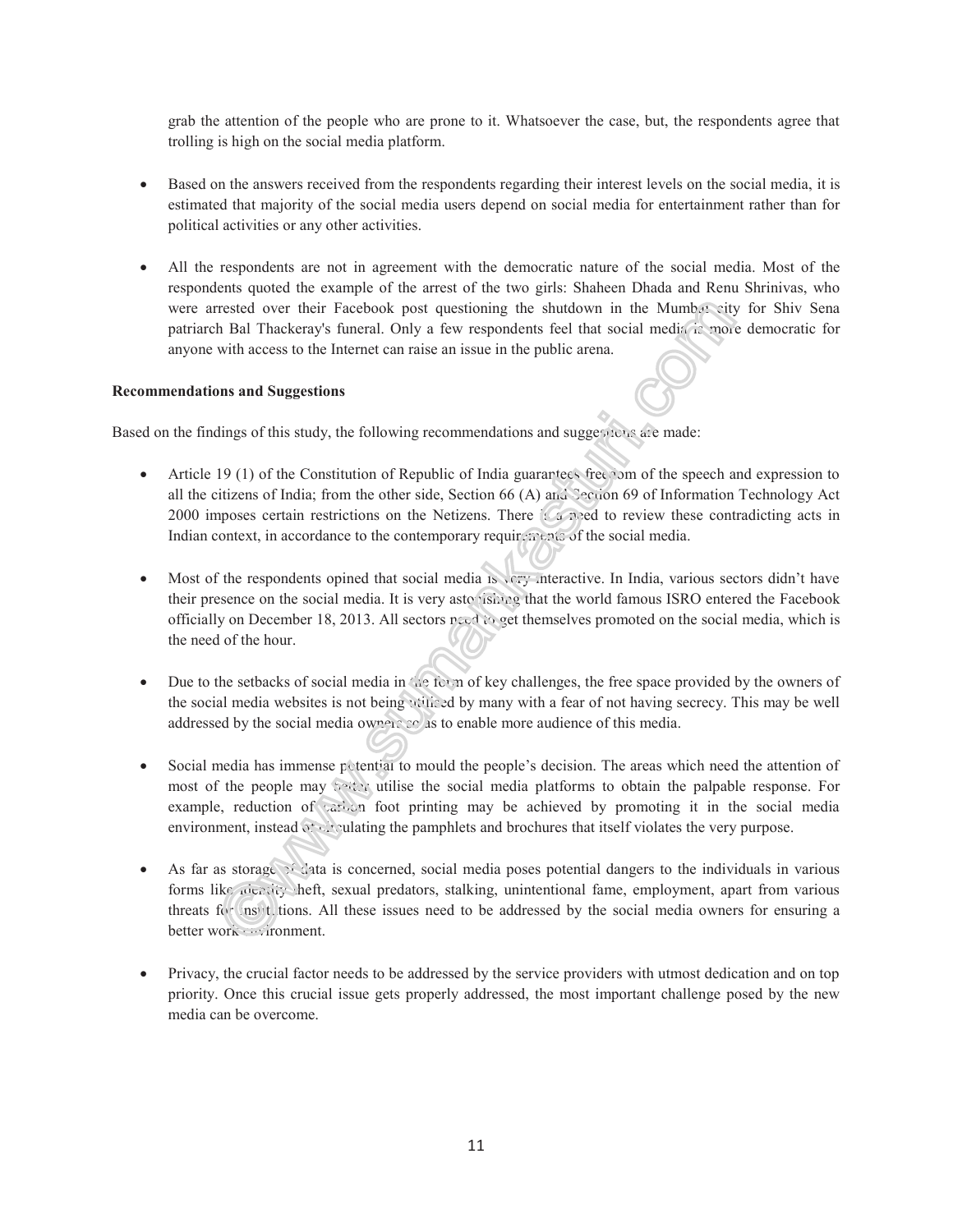grab the attention of the people who are prone to it. Whatsoever the case, but, the respondents agree that trolling is high on the social media platform.

- Based on the answers received from the respondents regarding their interest levels on the social media, it is estimated that majority of the social media users depend on social media for entertainment rather than for political activities or any other activities.

- All the respondents are not in agreement with the democratic nature of the social media. Most of the respondents quoted the example of the arrest of the two girls: Shaheen Dhada and Renu Shrinivas, who were arrested over their Facebook post questioning the shutdown in the Mumbai city for Shiv Sena patriarch Bal Thackeray's funeral. Only a few respondents feel that social media is more democratic for anyone with access to the Internet can raise an issue in the public arena.

**Recommendations and Suggestions**

Based on the findings of this study, the following recommendations and suggestions are made:

- Article 19 (1) of the Constitution of Republic of India guarantees freedom of the speech and expression to all the citizens of India; from the other side, Section 66 (A) and Section 69 of Information Technology Act 2000 imposes certain restrictions on the Netizens. There is a need to review these contradicting acts in Indian context, in accordance to the contemporary requirements of the social media.

- Most of the respondents opined that social media is very interactive. In India, various sectors didn't have their presence on the social media. It is very astonishing that the world famous ISRO entered the Facebook officially on December 18, 2013. All sectors need to get themselves promoted on the social media, which is the need of the hour.

- Due to the setbacks of social media in the form of key challenges, the free space provided by the owners of the social media websites is not being utilized by many with a fear of not having secrecy. This may be well addressed by the social media owners so as to enable more audience of this media.

- Social media has immense potential to mould the people's decision. The areas which need the attention of most of the people may better utilise the social media platforms to obtain the palpable response. For example, reduction of carbon foot printing may be achieved by promoting it in the social media environment, instead of circulating the pamphlets and brochures that itself violates the very purpose.

- As far as storage of data is concerned, social media poses potential dangers to the individuals in various forms like identity theft, sexual predators, stalking, unintentional fame, employment, apart from various threats for institutions. All these issues need to be addressed by the social media owners for ensuring a better work environment.

- Privacy, the crucial factor needs to be addressed by the service providers with utmost dedication and on top priority. Once this crucial issue gets properly addressed, the most important challenge posed by the new media can be overcome.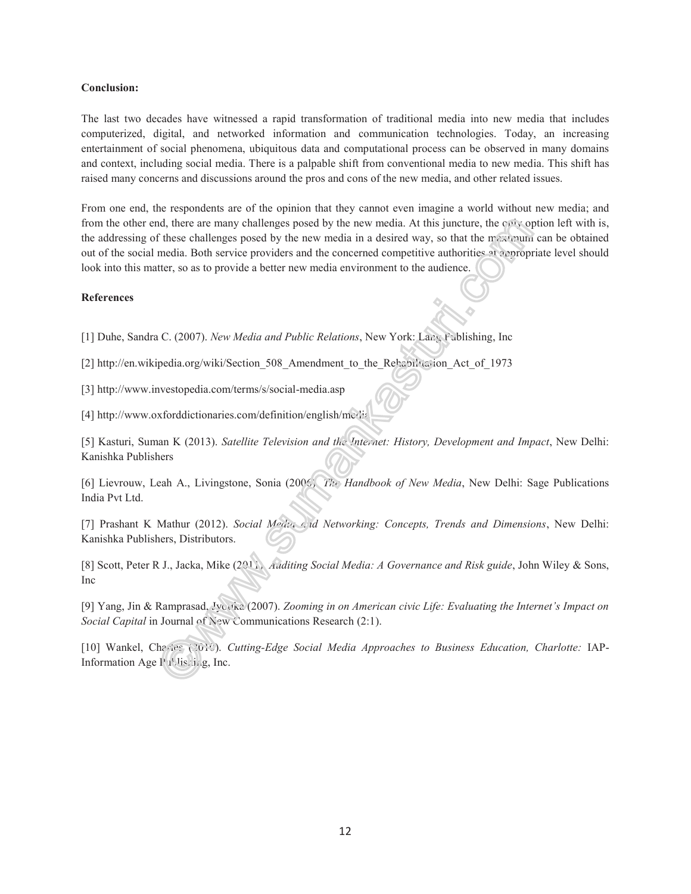**Conclusion:**

The last two decades have witnessed a rapid transformation of traditional media into new media that includes computerized, digital, and networked information and communication technologies. Today, an increasing entertainment of social phenomena, ubiquitous data and computational process can be observed in many domains and context, including social media. There is a palpable shift from conventional media to new media. This shift has raised many concerns and discussions around the pros and cons of the new media, and other related issues.

From one end, the respondents are of the opinion that they cannot even imagine a world without new media; and from the other end, there are many challenges posed by the new media. At this juncture, the only option left with is, the addressing of these challenges posed by the new media in a desired way, so that the maximum can be obtained out of the social media. Both service providers and the concerned competitive authorities at appropriate level should look into this matter, so as to provide a better new media environment to the audience.

**References**

[1] Duhe, Sandra C. (2007). *New Media and Public Relations*, New York: Lang Publishing, Inc

[2] http://en.wikipedia.org/wiki/Section_508_Amendment_to_the_Rehabilitation_Act_of_1973

[3] http://www.investopedia.com/terms/s/social-media.asp

[4] http://www.oxforddictionaries.com/definition/english/media

[5] Kasturi, Suman K (2013). *Satellite Television and the Internet: History, Development and Impact*, New Delhi: Kanishka Publishers

[6] Lievrouw, Leah A., Livingstone, Sonia (2006). *The Handbook of New Media*, New Delhi: Sage Publications India Pvt Ltd.

[7] Prashant K Mathur (2012). *Social Media and Networking: Concepts, Trends and Dimensions*, New Delhi: Kanishka Publishers, Distributors.

[8] Scott, Peter R J., Jacka, Mike (2011). *Auditing Social Media: A Governance and Risk guide*, John Wiley & Sons, Inc

[9] Yang, Jin & Ramprasad, Jyotika (2007). *Zooming in on American civic Life: Evaluating the Internet's Impact on Social Capital* in Journal of New Communications Research (2:1).

[10] Wankel, Charles (2010). *Cutting-Edge Social Media Approaches to Business Education, Charlotte:* IAP-Information Age Publishing, Inc.